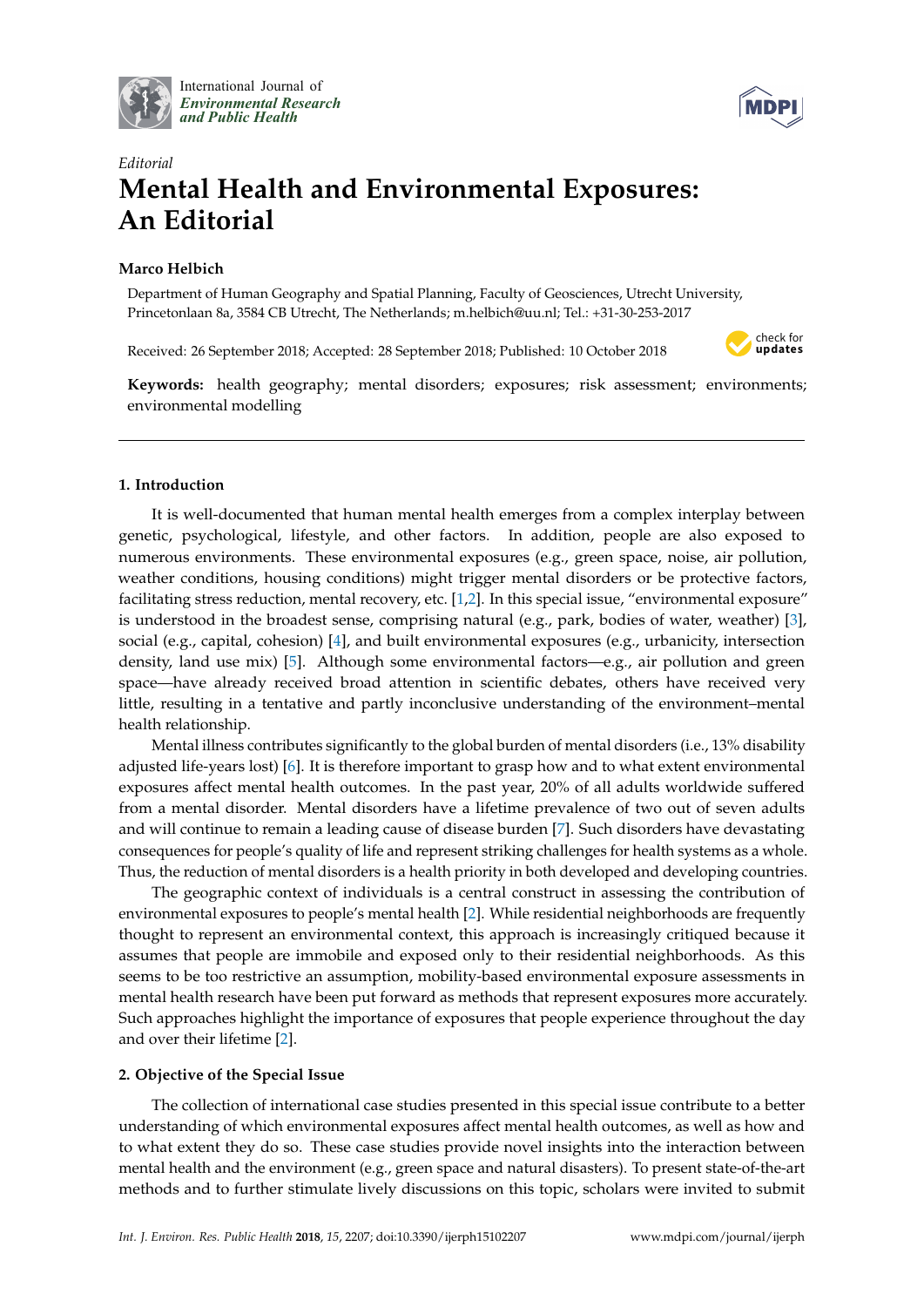*Editorial*

# Mental Health and Environmental Exposures: An Editorial

**Marco Helbich**

Department of Human Geography and Spatial Planning, Faculty of Geosciences, Utrecht University, Princetonlaan 8a, 3584 CB Utrecht, The Netherlands; m.helbich@uu.nl; Tel.: +31-30-253-2017

Received: 26 September 2018; Accepted: 28 September 2018; Published: 10 October 2018

**Keywords:** health geography; mental disorders; exposures; risk assessment; environments; environmental modelling

## 1. Introduction

It is well-documented that human mental health emerges from a complex interplay between genetic, psychological, lifestyle, and other factors. In addition, people are also exposed to numerous environments. These environmental exposures (e.g., green space, noise, air pollution, weather conditions, housing conditions) might trigger mental disorders or be protective factors, facilitating stress reduction, mental recovery, etc. [1,2]. In this special issue, "environmental exposure" is understood in the broadest sense, comprising natural (e.g., park, bodies of water, weather) [3], social (e.g., capital, cohesion) [4], and built environmental exposures (e.g., urbanicity, intersection density, land use mix) [5]. Although some environmental factors—e.g., air pollution and green space—have already received broad attention in scientific debates, others have received very little, resulting in a tentative and partly inconclusive understanding of the environment–mental health relationship.

Mental illness contributes significantly to the global burden of mental disorders (i.e., 13% disability adjusted life-years lost) [6]. It is therefore important to grasp how and to what extent environmental exposures affect mental health outcomes. In the past year, 20% of all adults worldwide suffered from a mental disorder. Mental disorders have a lifetime prevalence of two out of seven adults and will continue to remain a leading cause of disease burden [7]. Such disorders have devastating consequences for people's quality of life and represent striking challenges for health systems as a whole. Thus, the reduction of mental disorders is a health priority in both developed and developing countries.

The geographic context of individuals is a central construct in assessing the contribution of environmental exposures to people's mental health [2]. While residential neighborhoods are frequently thought to represent an environmental context, this approach is increasingly critiqued because it assumes that people are immobile and exposed only to their residential neighborhoods. As this seems to be too restrictive an assumption, mobility-based environmental exposure assessments in mental health research have been put forward as methods that represent exposures more accurately. Such approaches highlight the importance of exposures that people experience throughout the day and over their lifetime [2].

## 2. Objective of the Special Issue

The collection of international case studies presented in this special issue contribute to a better understanding of which environmental exposures affect mental health outcomes, as well as how and to what extent they do so. These case studies provide novel insights into the interaction between mental health and the environment (e.g., green space and natural disasters). To present state-of-the-art methods and to further stimulate lively discussions on this topic, scholars were invited to submit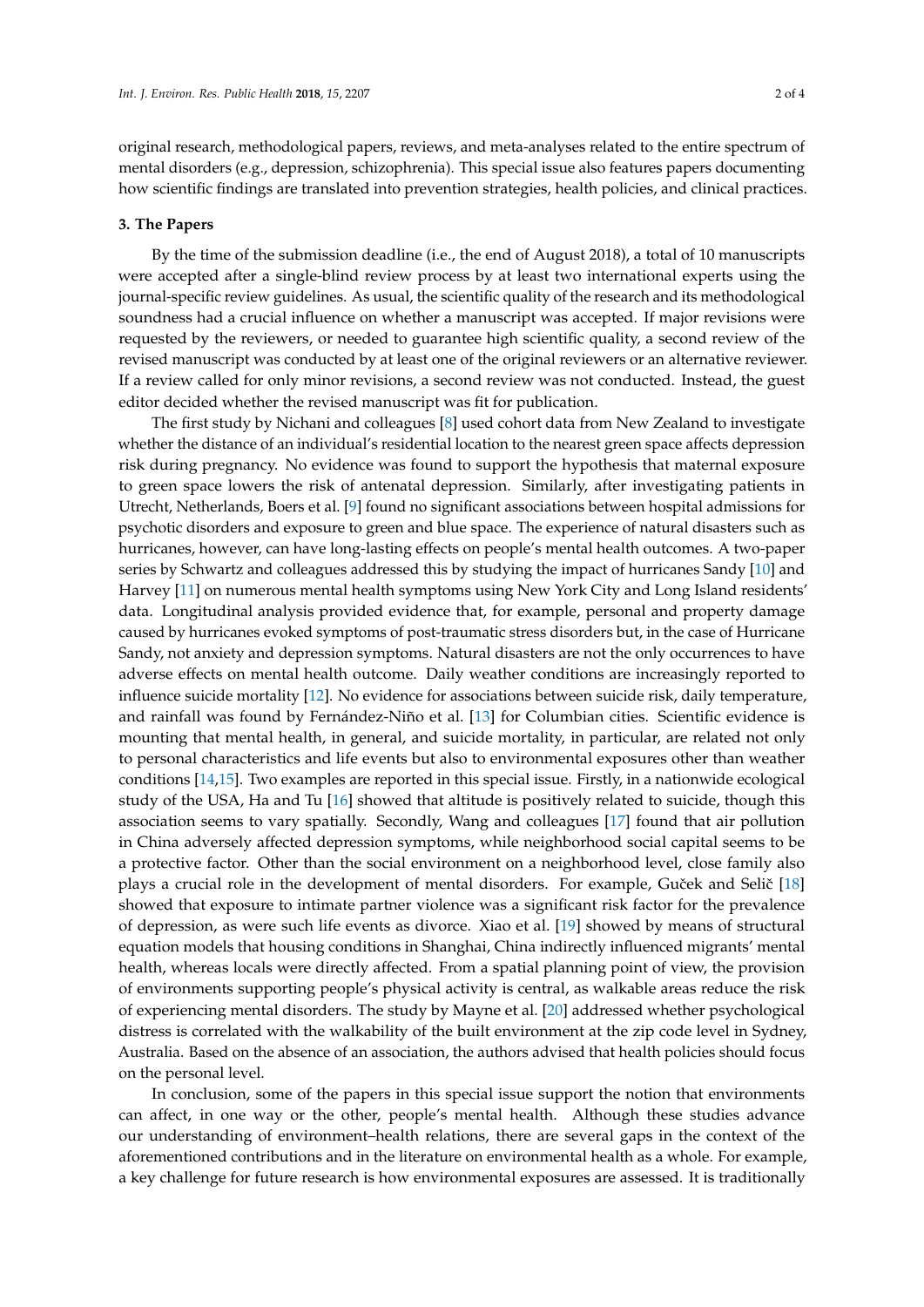original research, methodological papers, reviews, and meta-analyses related to the entire spectrum of mental disorders (e.g., depression, schizophrenia). This special issue also features papers documenting how scientific findings are translated into prevention strategies, health policies, and clinical practices.

### 3. The Papers

By the time of the submission deadline (i.e., the end of August 2018), a total of 10 manuscripts were accepted after a single-blind review process by at least two international experts using the journal-specific review guidelines. As usual, the scientific quality of the research and its methodological soundness had a crucial influence on whether a manuscript was accepted. If major revisions were requested by the reviewers, or needed to guarantee high scientific quality, a second review of the revised manuscript was conducted by at least one of the original reviewers or an alternative reviewer. If a review called for only minor revisions, a second review was not conducted. Instead, the guest editor decided whether the revised manuscript was fit for publication.

The first study by Nichani and colleagues [8] used cohort data from New Zealand to investigate whether the distance of an individual's residential location to the nearest green space affects depression risk during pregnancy. No evidence was found to support the hypothesis that maternal exposure to green space lowers the risk of antenatal depression. Similarly, after investigating patients in Utrecht, Netherlands, Boers et al. [9] found no significant associations between hospital admissions for psychotic disorders and exposure to green and blue space. The experience of natural disasters such as hurricanes, however, can have long-lasting effects on people's mental health outcomes. A two-paper series by Schwartz and colleagues addressed this by studying the impact of hurricanes Sandy [10] and Harvey [11] on numerous mental health symptoms using New York City and Long Island residents' data. Longitudinal analysis provided evidence that, for example, personal and property damage caused by hurricanes evoked symptoms of post-traumatic stress disorders but, in the case of Hurricane Sandy, not anxiety and depression symptoms. Natural disasters are not the only occurrences to have adverse effects on mental health outcome. Daily weather conditions are increasingly reported to influence suicide mortality [12]. No evidence for associations between suicide risk, daily temperature, and rainfall was found by Fernández-Niño et al. [13] for Columbian cities. Scientific evidence is mounting that mental health, in general, and suicide mortality, in particular, are related not only to personal characteristics and life events but also to environmental exposures other than weather conditions [14,15]. Two examples are reported in this special issue. Firstly, in a nationwide ecological study of the USA, Ha and Tu [16] showed that altitude is positively related to suicide, though this association seems to vary spatially. Secondly, Wang and colleagues [17] found that air pollution in China adversely affected depression symptoms, while neighborhood social capital seems to be a protective factor. Other than the social environment on a neighborhood level, close family also plays a crucial role in the development of mental disorders. For example, Guček and Selič [18] showed that exposure to intimate partner violence was a significant risk factor for the prevalence of depression, as were such life events as divorce. Xiao et al. [19] showed by means of structural equation models that housing conditions in Shanghai, China indirectly influenced migrants' mental health, whereas locals were directly affected. From a spatial planning point of view, the provision of environments supporting people's physical activity is central, as walkable areas reduce the risk of experiencing mental disorders. The study by Mayne et al. [20] addressed whether psychological distress is correlated with the walkability of the built environment at the zip code level in Sydney, Australia. Based on the absence of an association, the authors advised that health policies should focus on the personal level.

In conclusion, some of the papers in this special issue support the notion that environments can affect, in one way or the other, people's mental health. Although these studies advance our understanding of environment–health relations, there are several gaps in the context of the aforementioned contributions and in the literature on environmental health as a whole. For example, a key challenge for future research is how environmental exposures are assessed. It is traditionally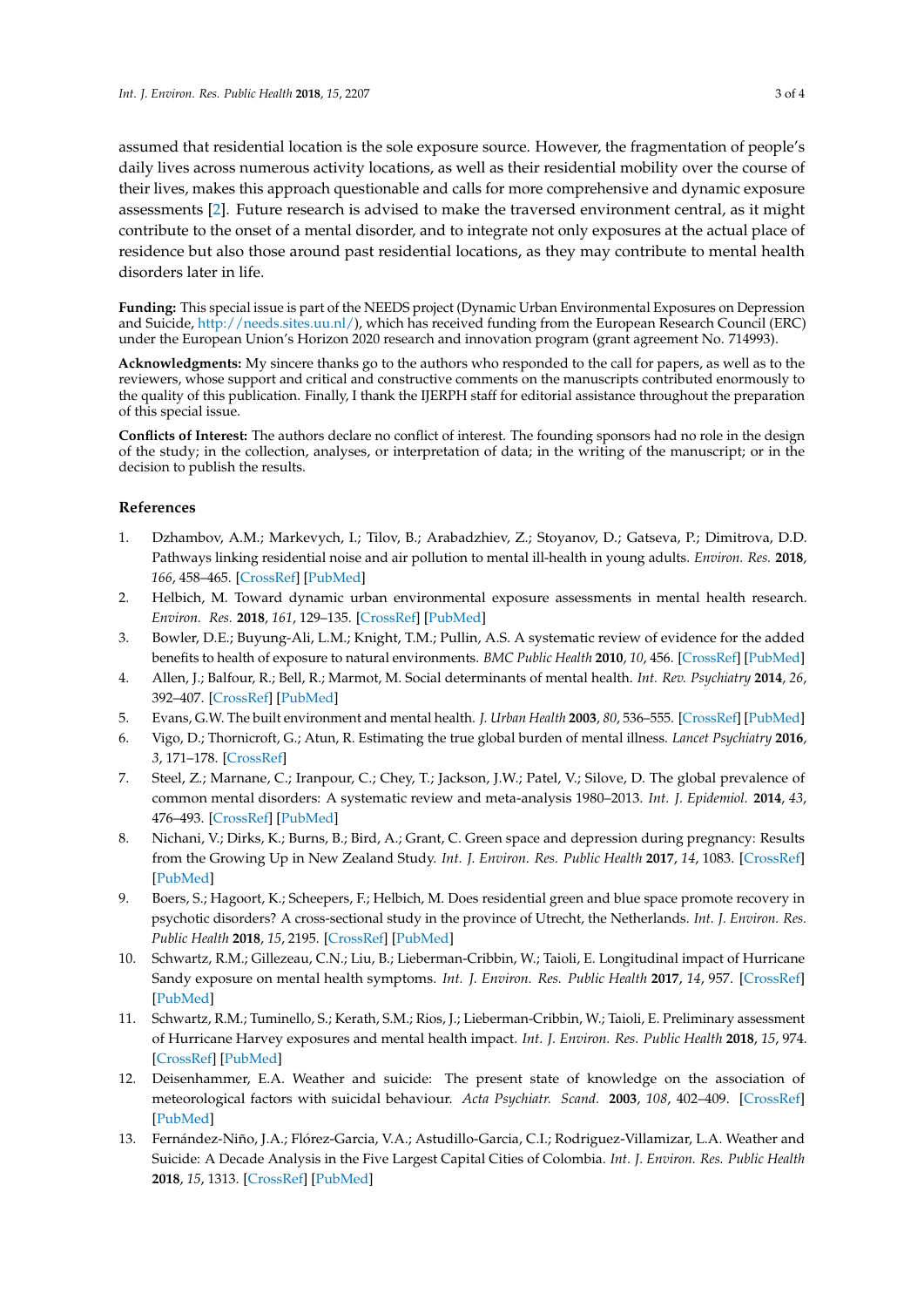assumed that residential location is the sole exposure source. However, the fragmentation of people's daily lives across numerous activity locations, as well as their residential mobility over the course of their lives, makes this approach questionable and calls for more comprehensive and dynamic exposure assessments [2]. Future research is advised to make the traversed environment central, as it might contribute to the onset of a mental disorder, and to integrate not only exposures at the actual place of residence but also those around past residential locations, as they may contribute to mental health disorders later in life.

**Funding:** This special issue is part of the NEEDS project (Dynamic Urban Environmental Exposures on Depression and Suicide, http://needs.sites.uu.nl/), which has received funding from the European Research Council (ERC) under the European Union's Horizon 2020 research and innovation program (grant agreement No. 714993).

**Acknowledgments:** My sincere thanks go to the authors who responded to the call for papers, as well as to the reviewers, whose support and critical and constructive comments on the manuscripts contributed enormously to the quality of this publication. Finally, I thank the IJERPH staff for editorial assistance throughout the preparation of this special issue.

**Conflicts of Interest:** The authors declare no conflict of interest. The founding sponsors had no role in the design of the study; in the collection, analyses, or interpretation of data; in the writing of the manuscript; or in the decision to publish the results.

## References

1. Dzhambov, A.M.; Markevych, I.; Tilov, B.; Arabadzhiev, Z.; Stoyanov, D.; Gatseva, P.; Dimitrova, D.D. Pathways linking residential noise and air pollution to mental ill-health in young adults. *Environ. Res.* **2018**, *166*, 458–465. [CrossRef] [PubMed]
2. Helbich, M. Toward dynamic urban environmental exposure assessments in mental health research. *Environ. Res.* **2018**, *161*, 129–135. [CrossRef] [PubMed]
3. Bowler, D.E.; Buyung-Ali, L.M.; Knight, T.M.; Pullin, A.S. A systematic review of evidence for the added benefits to health of exposure to natural environments. *BMC Public Health* **2010**, *10*, 456. [CrossRef] [PubMed]
4. Allen, J.; Balfour, R.; Bell, R.; Marmot, M. Social determinants of mental health. *Int. Rev. Psychiatry* **2014**, *26*, 392–407. [CrossRef] [PubMed]
5. Evans, G.W. The built environment and mental health. *J. Urban Health* **2003**, *80*, 536–555. [CrossRef] [PubMed]
6. Vigo, D.; Thornicroft, G.; Atun, R. Estimating the true global burden of mental illness. *Lancet Psychiatry* **2016**, *3*, 171–178. [CrossRef]
7. Steel, Z.; Marnane, C.; Iranpour, C.; Chey, T.; Jackson, J.W.; Patel, V.; Silove, D. The global prevalence of common mental disorders: A systematic review and meta-analysis 1980–2013. *Int. J. Epidemiol.* **2014**, *43*, 476–493. [CrossRef] [PubMed]
8. Nichani, V.; Dirks, K.; Burns, B.; Bird, A.; Grant, C. Green space and depression during pregnancy: Results from the Growing Up in New Zealand Study. *Int. J. Environ. Res. Public Health* **2017**, *14*, 1083. [CrossRef] [PubMed]
9. Boers, S.; Hagoort, K.; Scheepers, F.; Helbich, M. Does residential green and blue space promote recovery in psychotic disorders? A cross-sectional study in the province of Utrecht, the Netherlands. *Int. J. Environ. Res. Public Health* **2018**, *15*, 2195. [CrossRef] [PubMed]
10. Schwartz, R.M.; Gillezeau, C.N.; Liu, B.; Lieberman-Cribbin, W.; Taioli, E. Longitudinal impact of Hurricane Sandy exposure on mental health symptoms. *Int. J. Environ. Res. Public Health* **2017**, *14*, 957. [CrossRef] [PubMed]
11. Schwartz, R.M.; Tuminello, S.; Kerath, S.M.; Rios, J.; Lieberman-Cribbin, W.; Taioli, E. Preliminary assessment of Hurricane Harvey exposures and mental health impact. *Int. J. Environ. Res. Public Health* **2018**, *15*, 974. [CrossRef] [PubMed]
12. Deisenhammer, E.A. Weather and suicide: The present state of knowledge on the association of meteorological factors with suicidal behaviour. *Acta Psychiatr. Scand.* **2003**, *108*, 402–409. [CrossRef] [PubMed]
13. Fernández-Niño, J.A.; Flórez-Garcia, V.A.; Astudillo-Garcia, C.I.; Rodriguez-Villamizar, L.A. Weather and Suicide: A Decade Analysis in the Five Largest Capital Cities of Colombia. *Int. J. Environ. Res. Public Health* **2018**, *15*, 1313. [CrossRef] [PubMed]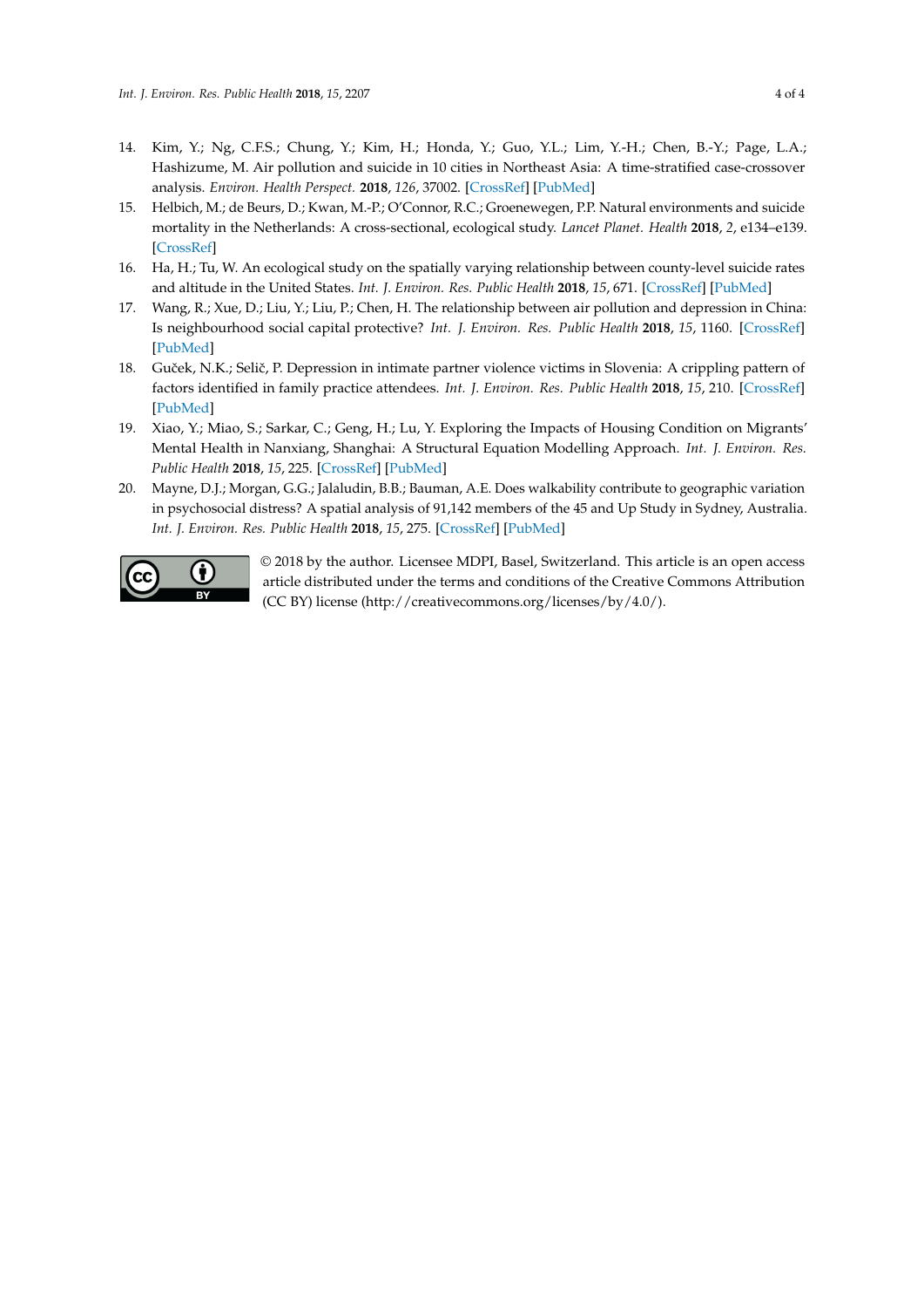14. Kim, Y.; Ng, C.F.S.; Chung, Y.; Kim, H.; Honda, Y.; Guo, Y.L.; Lim, Y.-H.; Chen, B.-Y.; Page, L.A.; Hashizume, M. Air pollution and suicide in 10 cities in Northeast Asia: A time-stratified case-crossover analysis. *Environ. Health Perspect.* **2018**, *126*, 37002. [CrossRef] [PubMed]
15. Helbich, M.; de Beurs, D.; Kwan, M.-P.; O'Connor, R.C.; Groenewegen, P.P. Natural environments and suicide mortality in the Netherlands: A cross-sectional, ecological study. *Lancet Planet. Health* **2018**, *2*, e134–e139. [CrossRef]
16. Ha, H.; Tu, W. An ecological study on the spatially varying relationship between county-level suicide rates and altitude in the United States. *Int. J. Environ. Res. Public Health* **2018**, *15*, 671. [CrossRef] [PubMed]
17. Wang, R.; Xue, D.; Liu, Y.; Liu, P.; Chen, H. The relationship between air pollution and depression in China: Is neighbourhood social capital protective? *Int. J. Environ. Res. Public Health* **2018**, *15*, 1160. [CrossRef] [PubMed]
18. Guček, N.K.; Selič, P. Depression in intimate partner violence victims in Slovenia: A crippling pattern of factors identified in family practice attendees. *Int. J. Environ. Res. Public Health* **2018**, *15*, 210. [CrossRef] [PubMed]
19. Xiao, Y.; Miao, S.; Sarkar, C.; Geng, H.; Lu, Y. Exploring the Impacts of Housing Condition on Migrants' Mental Health in Nanxiang, Shanghai: A Structural Equation Modelling Approach. *Int. J. Environ. Res. Public Health* **2018**, *15*, 225. [CrossRef] [PubMed]
20. Mayne, D.J.; Morgan, G.G.; Jalaludin, B.B.; Bauman, A.E. Does walkability contribute to geographic variation in psychosocial distress? A spatial analysis of 91,142 members of the 45 and Up Study in Sydney, Australia. *Int. J. Environ. Res. Public Health* **2018**, *15*, 275. [CrossRef] [PubMed]

© 2018 by the author. Licensee MDPI, Basel, Switzerland. This article is an open access article distributed under the terms and conditions of the Creative Commons Attribution (CC BY) license (http://creativecommons.org/licenses/by/4.0/).